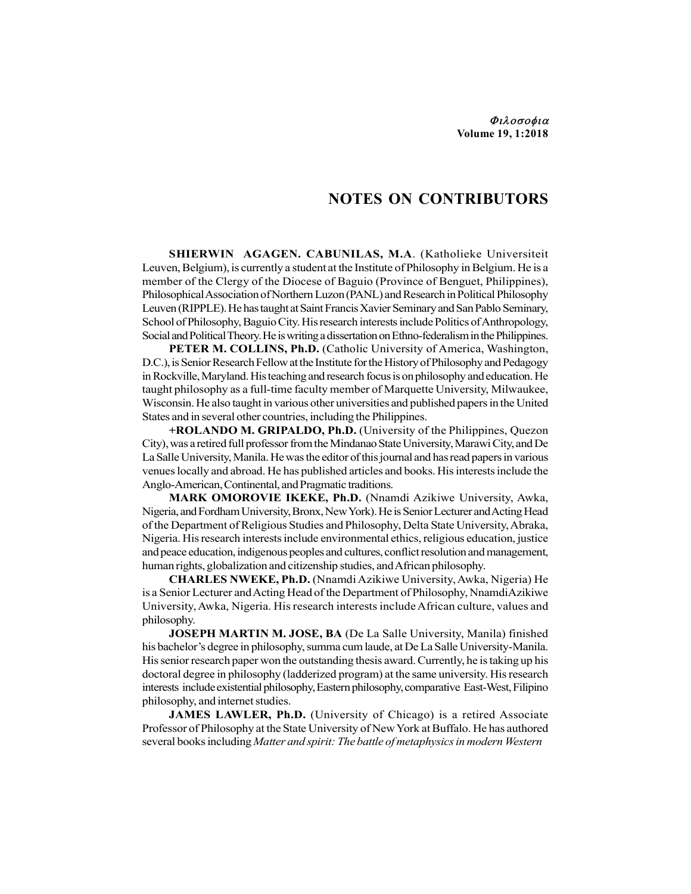# NOTES ON CONTRIBUTORS

**SHIERWIN AGAGEN. CABUNILAS, M.A**. (Katholieke Universiteit Leuven, Belgium), is currently a student at the Institute of Philosophy in Belgium. He is a member of the Clergy of the Diocese of Baguio (Province of Benguet, Philippines), Philosophical Association of Northern Luzon (PANL) and Research in Political Philosophy Leuven (RIPPLE). He has taught at Saint Francis Xavier Seminary and San Pablo Seminary, School of Philosophy, Baguio City. His research interests include Politics of Anthropology, Social and Political Theory. He is writing a dissertation on Ethno-federalism in the Philippines.

**PETER M. COLLINS, Ph.D.** (Catholic University of America, Washington, D.C.), is Senior Research Fellow at the Institute for the History of Philosophy and Pedagogy in Rockville, Maryland. His teaching and research focus is on philosophy and education. He taught philosophy as a full-time faculty member of Marquette University, Milwaukee, Wisconsin. He also taught in various other universities and published papers in the United States and in several other countries, including the Philippines.

**+ROLANDO M. GRIPALDO, Ph.D.** (University of the Philippines, Quezon City), was a retired full professor from the Mindanao State University, Marawi City, and De La Salle University, Manila. He was the editor of this journal and has read papers in various venues locally and abroad. He has published articles and books. His interests include the Anglo-American, Continental, and Pragmatic traditions.

**MARK OMOROVIE IKEKE, Ph.D.** (Nnamdi Azikiwe University, Awka, Nigeria, and Fordham University, Bronx, New York). He is Senior Lecturer and Acting Head of the Department of Religious Studies and Philosophy, Delta State University, Abraka, Nigeria. His research interests include environmental ethics, religious education, justice and peace education, indigenous peoples and cultures, conflict resolution and management, human rights, globalization and citizenship studies, and African philosophy.

**CHARLES NWEKE, Ph.D.** (Nnamdi Azikiwe University, Awka, Nigeria) He is a Senior Lecturer and Acting Head of the Department of Philosophy, NnamdiAzikiwe University, Awka, Nigeria. His research interests include African culture, values and philosophy.

**JOSEPH MARTIN M. JOSE, BA** (De La Salle University, Manila) finished his bachelor's degree in philosophy, summa cum laude, at De La Salle University-Manila. His senior research paper won the outstanding thesis award. Currently, he is taking up his doctoral degree in philosophy (ladderized program) at the same university. His research interests include existential philosophy, Eastern philosophy, comparative East-West, Filipino philosophy, and internet studies.

**JAMES LAWLER, Ph.D.** (University of Chicago) is a retired Associate Professor of Philosophy at the State University of New York at Buffalo. He has authored several books including *Matter and spirit: The battle of metaphysics in modern Western*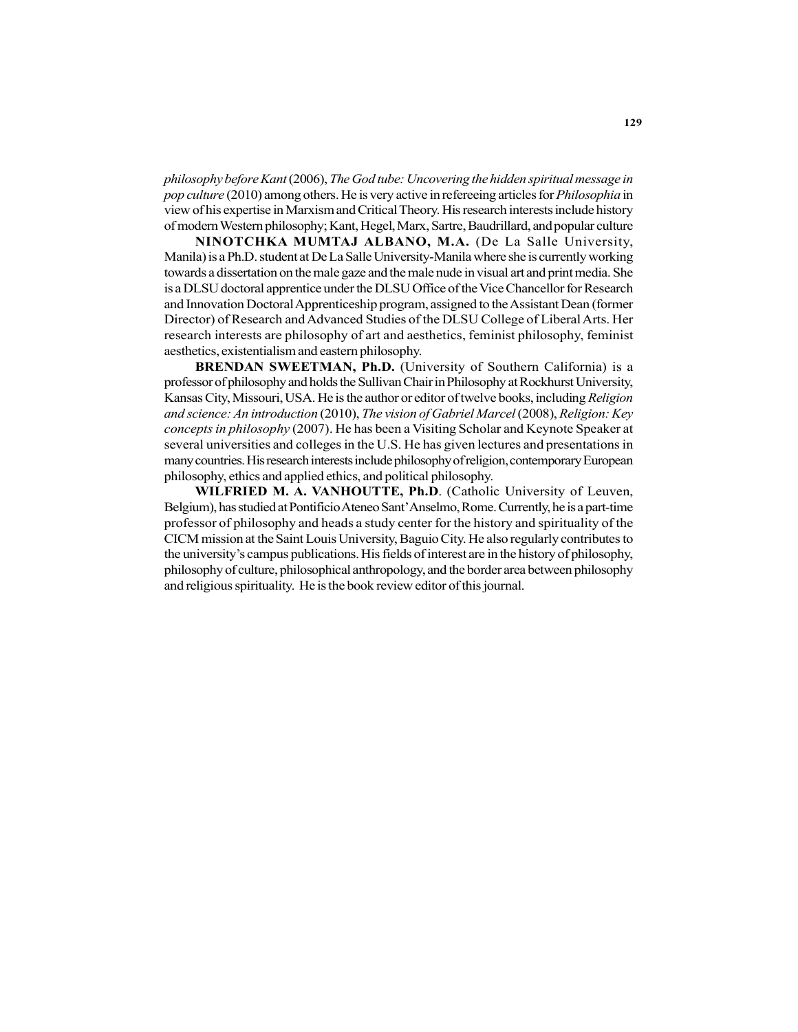*philosophy before Kant* (2006), *The God tube: Uncovering the hidden spiritual message in pop culture* (2010) among others. He is very active in refereeing articles for *Philosophia* in view of his expertise in Marxism and Critical Theory. His research interests include history of modern Western philosophy; Kant, Hegel, Marx, Sartre, Baudrillard, and popular culture

**NINOTCHKA MUMTAJ ALBANO, M.A.** (De La Salle University, Manila) is a Ph.D. student at De La Salle University-Manila where she is currently working towards a dissertation on the male gaze and the male nude in visual art and print media. She is a DLSU doctoral apprentice under the DLSU Office of the Vice Chancellor for Research and Innovation Doctoral Apprenticeship program, assigned to the Assistant Dean (former Director) of Research and Advanced Studies of the DLSU College of Liberal Arts. Her research interests are philosophy of art and aesthetics, feminist philosophy, feminist aesthetics, existentialism and eastern philosophy.

**BRENDAN SWEETMAN, Ph.D.** (University of Southern California) is a professor of philosophy and holds the Sullivan Chair in Philosophy at Rockhurst University, Kansas City, Missouri, USA. He is the author or editor of twelve books, including *Religion and science: An introduction* (2010), *The vision of Gabriel Marcel* (2008), *Religion: Key concepts in philosophy* (2007). He has been a Visiting Scholar and Keynote Speaker at several universities and colleges in the U.S. He has given lectures and presentations in many countries. His research interests include philosophy of religion, contemporary European philosophy, ethics and applied ethics, and political philosophy.

**WILFRIED M. A. VANHOUTTE, Ph.D**. (Catholic University of Leuven, Belgium), has studied at Pontificio Ateneo Sant'Anselmo, Rome. Currently, he is a part-time professor of philosophy and heads a study center for the history and spirituality of the CICM mission at the Saint Louis University, Baguio City. He also regularly contributes to the university's campus publications. His fields of interest are in the history of philosophy, philosophy of culture, philosophical anthropology, and the border area between philosophy and religious spirituality. He is the book review editor of this journal.